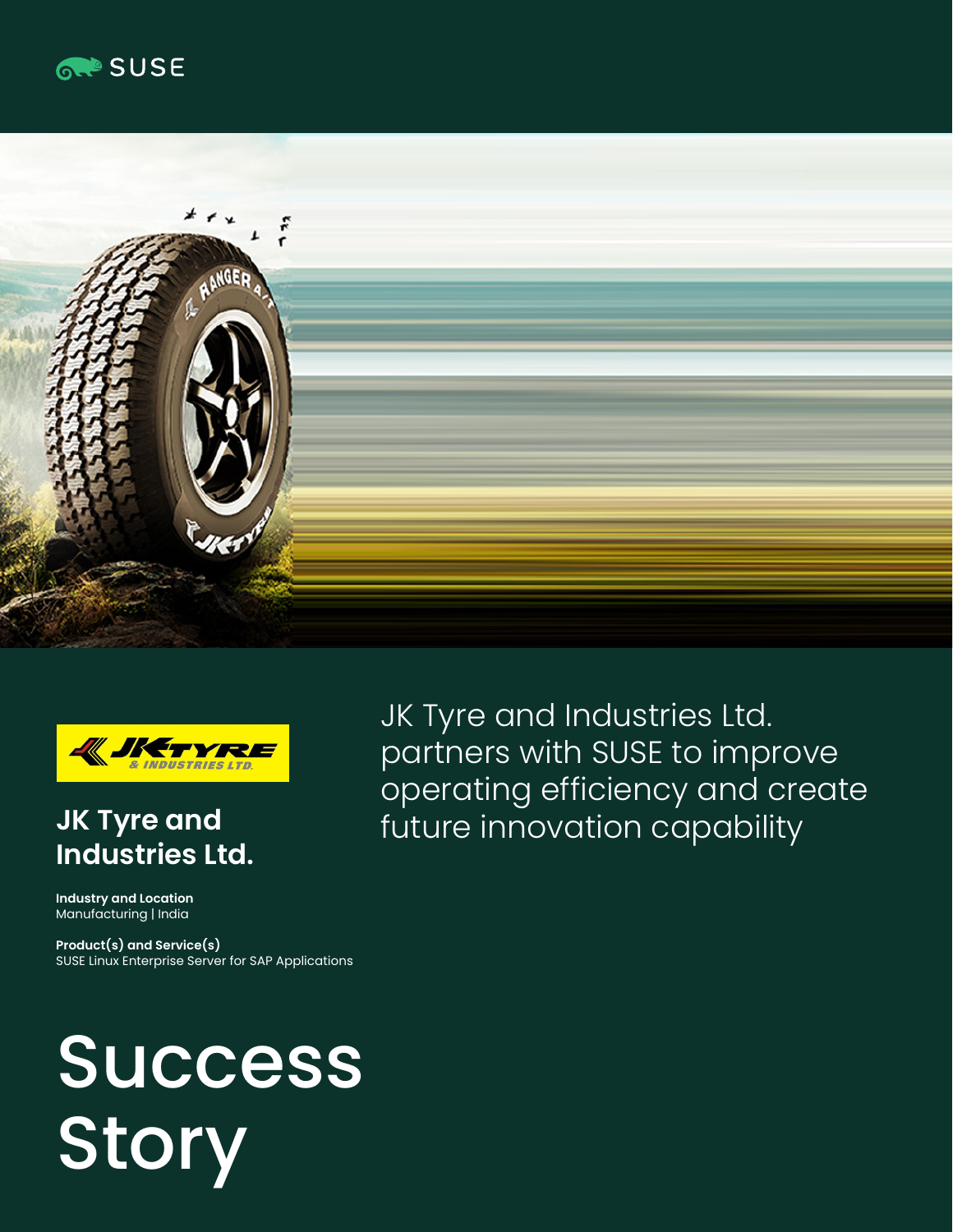SUSE

# JK Tyre and Industries Ltd.

**Industry and Location**
Manufacturing | India

**Product(s) and Service(s)**
SUSE Linux Enterprise Server for SAP Applications

## JK Tyre and Industries Ltd. partners with SUSE to improve operating efficiency and create future innovation capability

# Success Story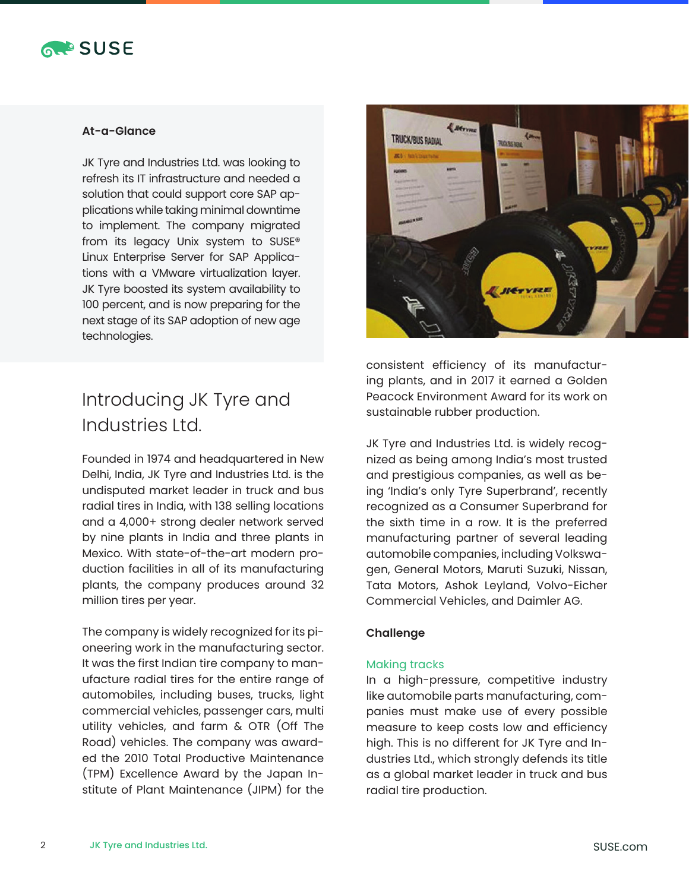### At-a-Glance

JK Tyre and Industries Ltd. was looking to refresh its IT infrastructure and needed a solution that could support core SAP applications while taking minimal downtime to implement. The company migrated from its legacy Unix system to SUSE® Linux Enterprise Server for SAP Applications with a VMware virtualization layer. JK Tyre boosted its system availability to 100 percent, and is now preparing for the next stage of its SAP adoption of new age technologies.

## Introducing JK Tyre and Industries Ltd.

Founded in 1974 and headquartered in New Delhi, India, JK Tyre and Industries Ltd. is the undisputed market leader in truck and bus radial tires in India, with 138 selling locations and a 4,000+ strong dealer network served by nine plants in India and three plants in Mexico. With state-of-the-art modern production facilities in all of its manufacturing plants, the company produces around 32 million tires per year.

The company is widely recognized for its pioneering work in the manufacturing sector. It was the first Indian tire company to manufacture radial tires for the entire range of automobiles, including buses, trucks, light commercial vehicles, passenger cars, multi utility vehicles, and farm & OTR (Off The Road) vehicles. The company was awarded the 2010 Total Productive Maintenance (TPM) Excellence Award by the Japan Institute of Plant Maintenance (JIPM) for the consistent efficiency of its manufacturing plants, and in 2017 it earned a Golden Peacock Environment Award for its work on sustainable rubber production.

JK Tyre and Industries Ltd. is widely recognized as being among India's most trusted and prestigious companies, as well as being 'India's only Tyre Superbrand', recently recognized as a Consumer Superbrand for the sixth time in a row. It is the preferred manufacturing partner of several leading automobile companies, including Volkswagen, General Motors, Maruti Suzuki, Nissan, Tata Motors, Ashok Leyland, Volvo-Eicher Commercial Vehicles, and Daimler AG.

### Challenge

#### Making tracks

In a high-pressure, competitive industry like automobile parts manufacturing, companies must make use of every possible measure to keep costs low and efficiency high. This is no different for JK Tyre and Industries Ltd., which strongly defends its title as a global market leader in truck and bus radial tire production.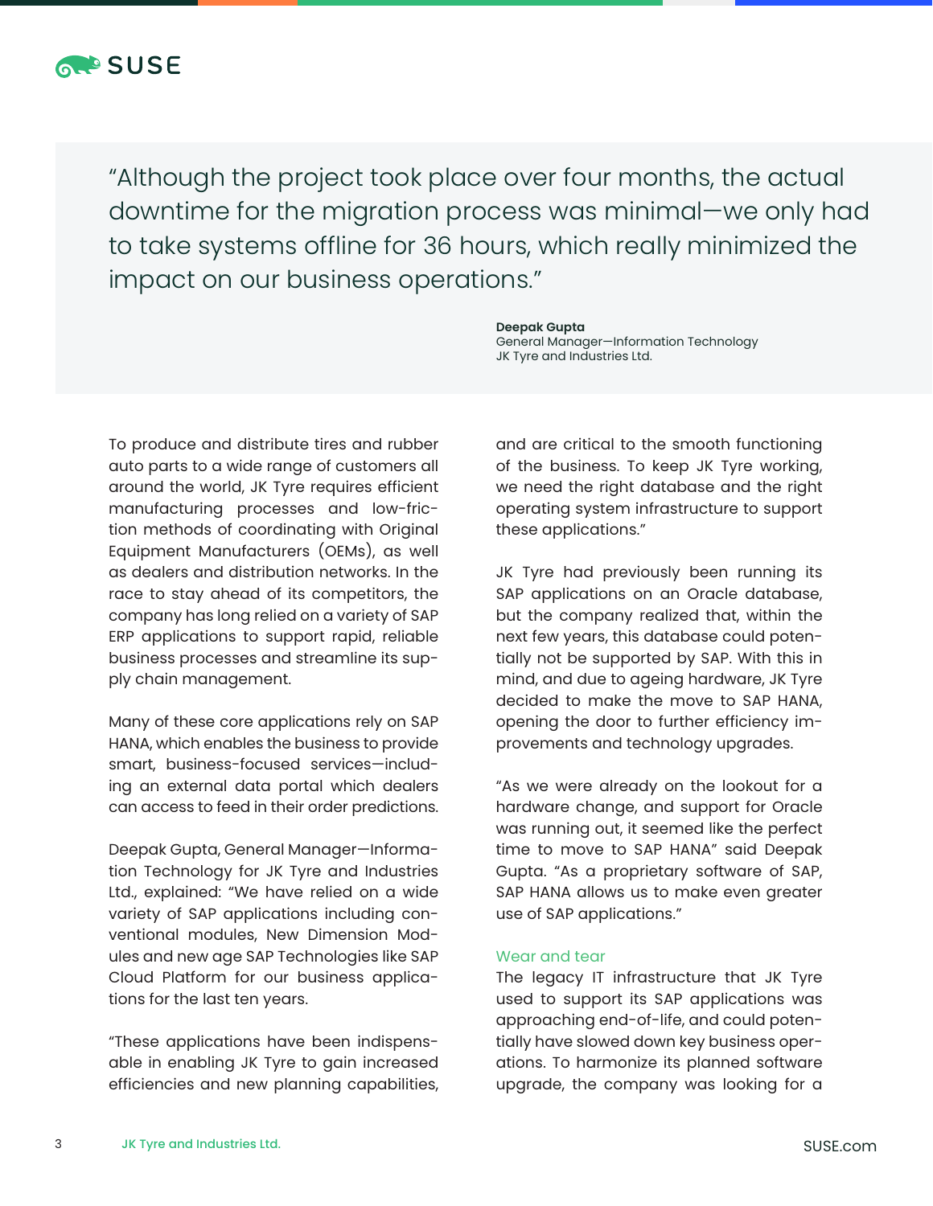> "Although the project took place over four months, the actual downtime for the migration process was minimal—we only had to take systems offline for 36 hours, which really minimized the impact on our business operations."
>
> **Deepak Gupta**
> General Manager—Information Technology
> JK Tyre and Industries Ltd.

To produce and distribute tires and rubber auto parts to a wide range of customers all around the world, JK Tyre requires efficient manufacturing processes and low-friction methods of coordinating with Original Equipment Manufacturers (OEMs), as well as dealers and distribution networks. In the race to stay ahead of its competitors, the company has long relied on a variety of SAP ERP applications to support rapid, reliable business processes and streamline its supply chain management.

Many of these core applications rely on SAP HANA, which enables the business to provide smart, business-focused services—including an external data portal which dealers can access to feed in their order predictions.

Deepak Gupta, General Manager—Information Technology for JK Tyre and Industries Ltd., explained: "We have relied on a wide variety of SAP applications including conventional modules, New Dimension Modules and new age SAP Technologies like SAP Cloud Platform for our business applications for the last ten years.

"These applications have been indispensable in enabling JK Tyre to gain increased efficiencies and new planning capabilities, and are critical to the smooth functioning of the business. To keep JK Tyre working, we need the right database and the right operating system infrastructure to support these applications."

JK Tyre had previously been running its SAP applications on an Oracle database, but the company realized that, within the next few years, this database could potentially not be supported by SAP. With this in mind, and due to ageing hardware, JK Tyre decided to make the move to SAP HANA, opening the door to further efficiency improvements and technology upgrades.

"As we were already on the lookout for a hardware change, and support for Oracle was running out, it seemed like the perfect time to move to SAP HANA" said Deepak Gupta. "As a proprietary software of SAP, SAP HANA allows us to make even greater use of SAP applications."

### Wear and tear

The legacy IT infrastructure that JK Tyre used to support its SAP applications was approaching end-of-life, and could potentially have slowed down key business operations. To harmonize its planned software upgrade, the company was looking for a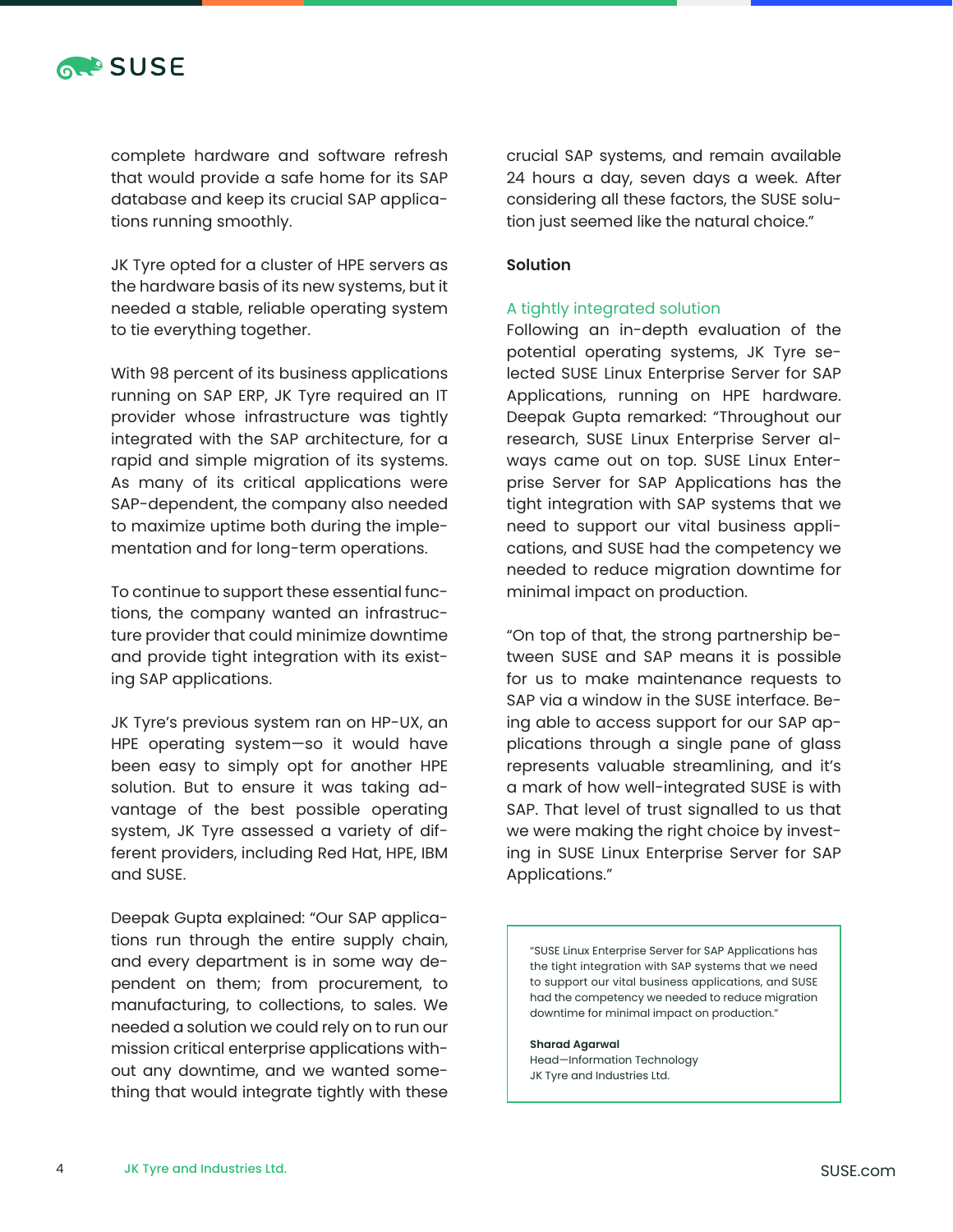complete hardware and software refresh that would provide a safe home for its SAP database and keep its crucial SAP applications running smoothly.

JK Tyre opted for a cluster of HPE servers as the hardware basis of its new systems, but it needed a stable, reliable operating system to tie everything together.

With 98 percent of its business applications running on SAP ERP, JK Tyre required an IT provider whose infrastructure was tightly integrated with the SAP architecture, for a rapid and simple migration of its systems. As many of its critical applications were SAP-dependent, the company also needed to maximize uptime both during the implementation and for long-term operations.

To continue to support these essential functions, the company wanted an infrastructure provider that could minimize downtime and provide tight integration with its existing SAP applications.

JK Tyre's previous system ran on HP-UX, an HPE operating system—so it would have been easy to simply opt for another HPE solution. But to ensure it was taking advantage of the best possible operating system, JK Tyre assessed a variety of different providers, including Red Hat, HPE, IBM and SUSE.

Deepak Gupta explained: "Our SAP applications run through the entire supply chain, and every department is in some way dependent on them; from procurement, to manufacturing, to collections, to sales. We needed a solution we could rely on to run our mission critical enterprise applications without any downtime, and we wanted something that would integrate tightly with these crucial SAP systems, and remain available 24 hours a day, seven days a week. After considering all these factors, the SUSE solution just seemed like the natural choice."

## Solution

### A tightly integrated solution

Following an in-depth evaluation of the potential operating systems, JK Tyre selected SUSE Linux Enterprise Server for SAP Applications, running on HPE hardware. Deepak Gupta remarked: "Throughout our research, SUSE Linux Enterprise Server always came out on top. SUSE Linux Enterprise Server for SAP Applications has the tight integration with SAP systems that we need to support our vital business applications, and SUSE had the competency we needed to reduce migration downtime for minimal impact on production.

"On top of that, the strong partnership between SUSE and SAP means it is possible for us to make maintenance requests to SAP via a window in the SUSE interface. Being able to access support for our SAP applications through a single pane of glass represents valuable streamlining, and it's a mark of how well-integrated SUSE is with SAP. That level of trust signalled to us that we were making the right choice by investing in SUSE Linux Enterprise Server for SAP Applications."

> "SUSE Linux Enterprise Server for SAP Applications has the tight integration with SAP systems that we need to support our vital business applications, and SUSE had the competency we needed to reduce migration downtime for minimal impact on production."
>
> **Sharad Agarwal**
> Head—Information Technology
> JK Tyre and Industries Ltd.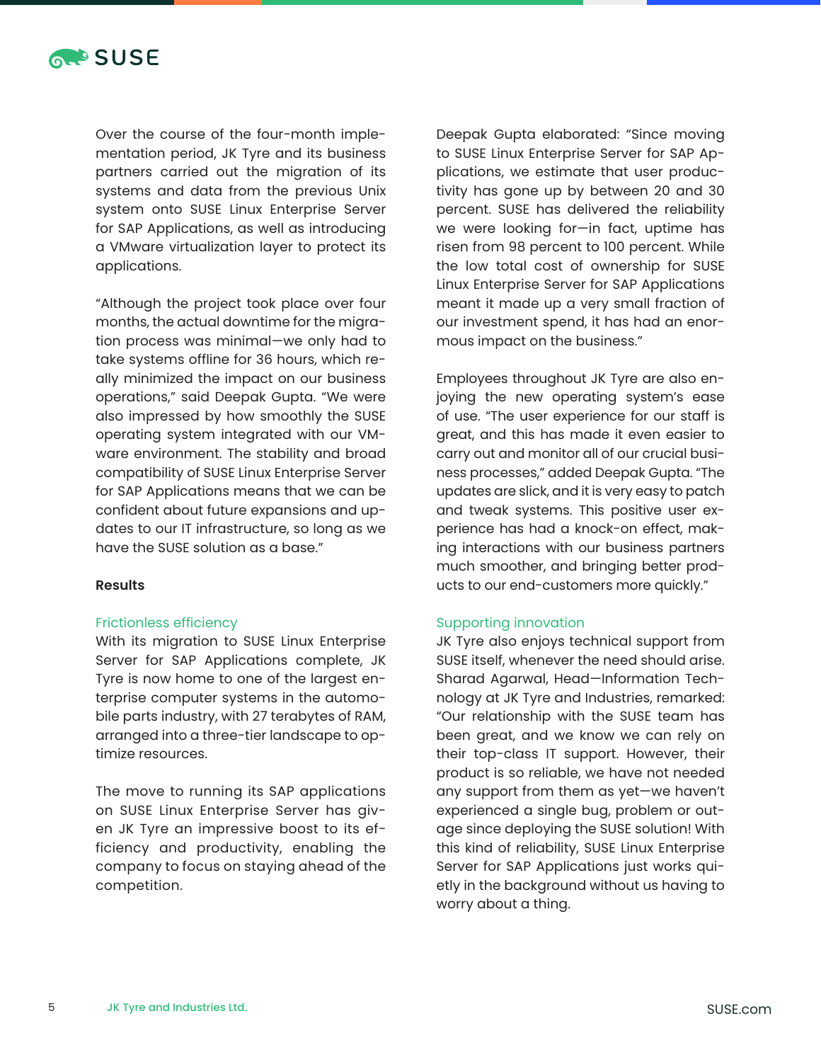Over the course of the four-month implementation period, JK Tyre and its business partners carried out the migration of its systems and data from the previous Unix system onto SUSE Linux Enterprise Server for SAP Applications, as well as introducing a VMware virtualization layer to protect its applications.

"Although the project took place over four months, the actual downtime for the migration process was minimal—we only had to take systems offline for 36 hours, which really minimized the impact on our business operations," said Deepak Gupta. "We were also impressed by how smoothly the SUSE operating system integrated with our VMware environment. The stability and broad compatibility of SUSE Linux Enterprise Server for SAP Applications means that we can be confident about future expansions and updates to our IT infrastructure, so long as we have the SUSE solution as a base."

## Results

### Frictionless efficiency

With its migration to SUSE Linux Enterprise Server for SAP Applications complete, JK Tyre is now home to one of the largest enterprise computer systems in the automobile parts industry, with 27 terabytes of RAM, arranged into a three-tier landscape to optimize resources.

The move to running its SAP applications on SUSE Linux Enterprise Server has given JK Tyre an impressive boost to its efficiency and productivity, enabling the company to focus on staying ahead of the competition.

Deepak Gupta elaborated: "Since moving to SUSE Linux Enterprise Server for SAP Applications, we estimate that user productivity has gone up by between 20 and 30 percent. SUSE has delivered the reliability we were looking for—in fact, uptime has risen from 98 percent to 100 percent. While the low total cost of ownership for SUSE Linux Enterprise Server for SAP Applications meant it made up a very small fraction of our investment spend, it has had an enormous impact on the business."

Employees throughout JK Tyre are also enjoying the new operating system's ease of use. "The user experience for our staff is great, and this has made it even easier to carry out and monitor all of our crucial business processes," added Deepak Gupta. "The updates are slick, and it is very easy to patch and tweak systems. This positive user experience has had a knock-on effect, making interactions with our business partners much smoother, and bringing better products to our end-customers more quickly."

### Supporting innovation

JK Tyre also enjoys technical support from SUSE itself, whenever the need should arise. Sharad Agarwal, Head—Information Technology at JK Tyre and Industries, remarked: "Our relationship with the SUSE team has been great, and we know we can rely on their top-class IT support. However, their product is so reliable, we have not needed any support from them as yet—we haven't experienced a single bug, problem or outage since deploying the SUSE solution! With this kind of reliability, SUSE Linux Enterprise Server for SAP Applications just works quietly in the background without us having to worry about a thing.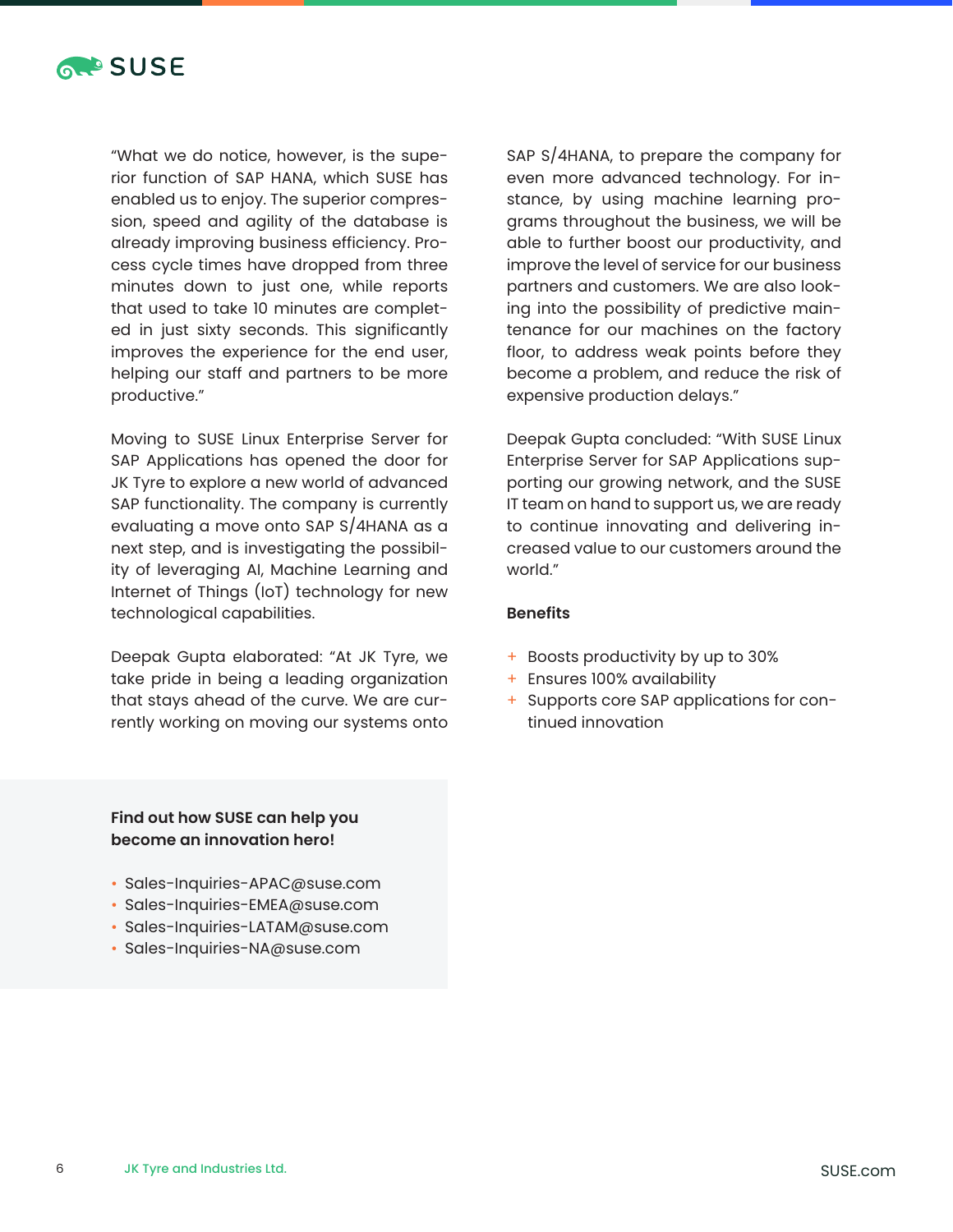"What we do notice, however, is the superior function of SAP HANA, which SUSE has enabled us to enjoy. The superior compression, speed and agility of the database is already improving business efficiency. Process cycle times have dropped from three minutes down to just one, while reports that used to take 10 minutes are completed in just sixty seconds. This significantly improves the experience for the end user, helping our staff and partners to be more productive."

Moving to SUSE Linux Enterprise Server for SAP Applications has opened the door for JK Tyre to explore a new world of advanced SAP functionality. The company is currently evaluating a move onto SAP S/4HANA as a next step, and is investigating the possibility of leveraging AI, Machine Learning and Internet of Things (IoT) technology for new technological capabilities.

Deepak Gupta elaborated: "At JK Tyre, we take pride in being a leading organization that stays ahead of the curve. We are currently working on moving our systems onto SAP S/4HANA, to prepare the company for even more advanced technology. For instance, by using machine learning programs throughout the business, we will be able to further boost our productivity, and improve the level of service for our business partners and customers. We are also looking into the possibility of predictive maintenance for our machines on the factory floor, to address weak points before they become a problem, and reduce the risk of expensive production delays."

Deepak Gupta concluded: "With SUSE Linux Enterprise Server for SAP Applications supporting our growing network, and the SUSE IT team on hand to support us, we are ready to continue innovating and delivering increased value to our customers around the world."

**Benefits**

- Boosts productivity by up to 30%
- Ensures 100% availability
- Supports core SAP applications for continued innovation

**Find out how SUSE can help you become an innovation hero!**

- Sales-Inquiries-APAC@suse.com
- Sales-Inquiries-EMEA@suse.com
- Sales-Inquiries-LATAM@suse.com
- Sales-Inquiries-NA@suse.com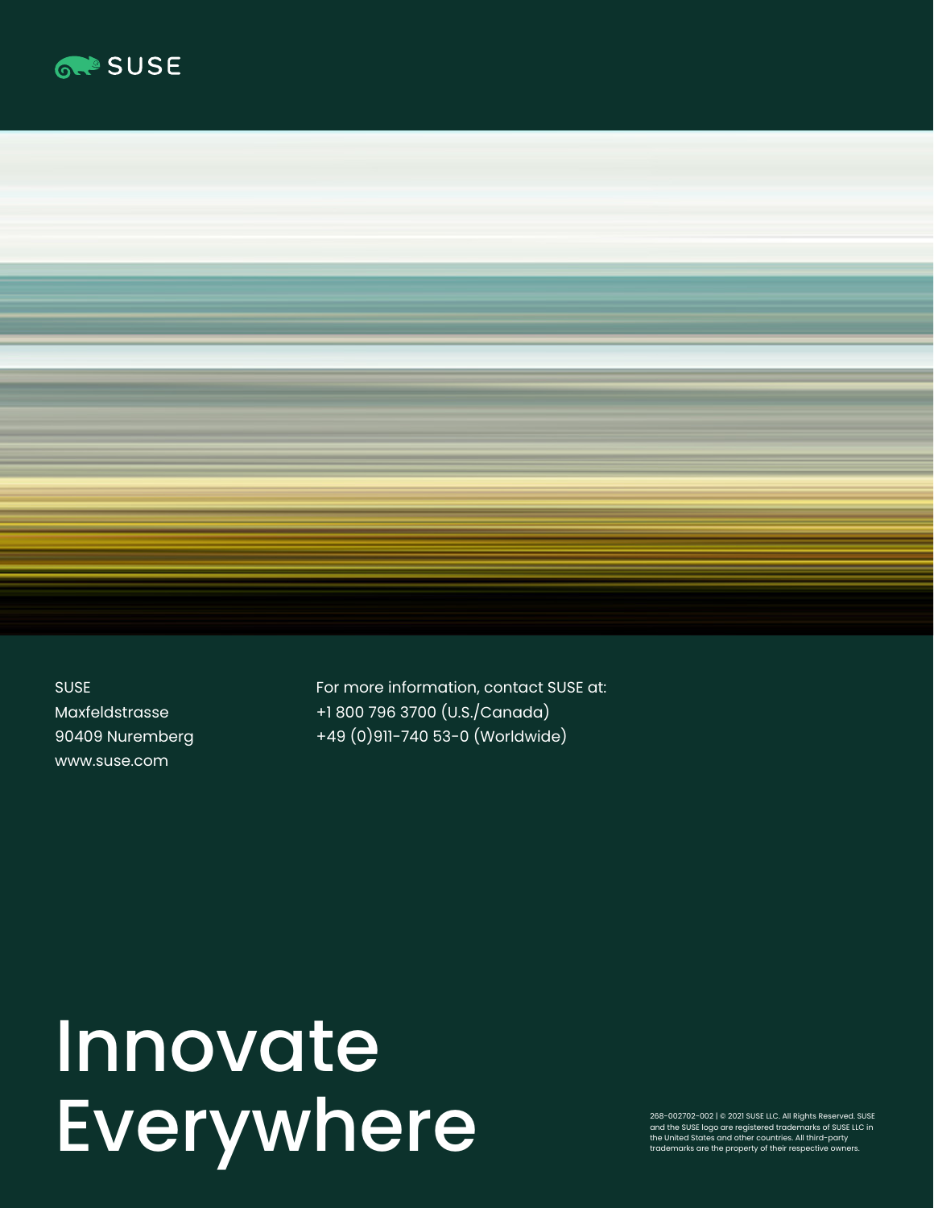SUSE
Maxfeldstrasse
90409 Nuremberg
www.suse.com

For more information, contact SUSE at:
+1 800 796 3700 (U.S./Canada)
+49 (0)911-740 53-0 (Worldwide)

# Innovate Everywhere

268-002702-002 | © 2021 SUSE LLC. All Rights Reserved. SUSE and the SUSE logo are registered trademarks of SUSE LLC in the United States and other countries. All third-party trademarks are the property of their respective owners.